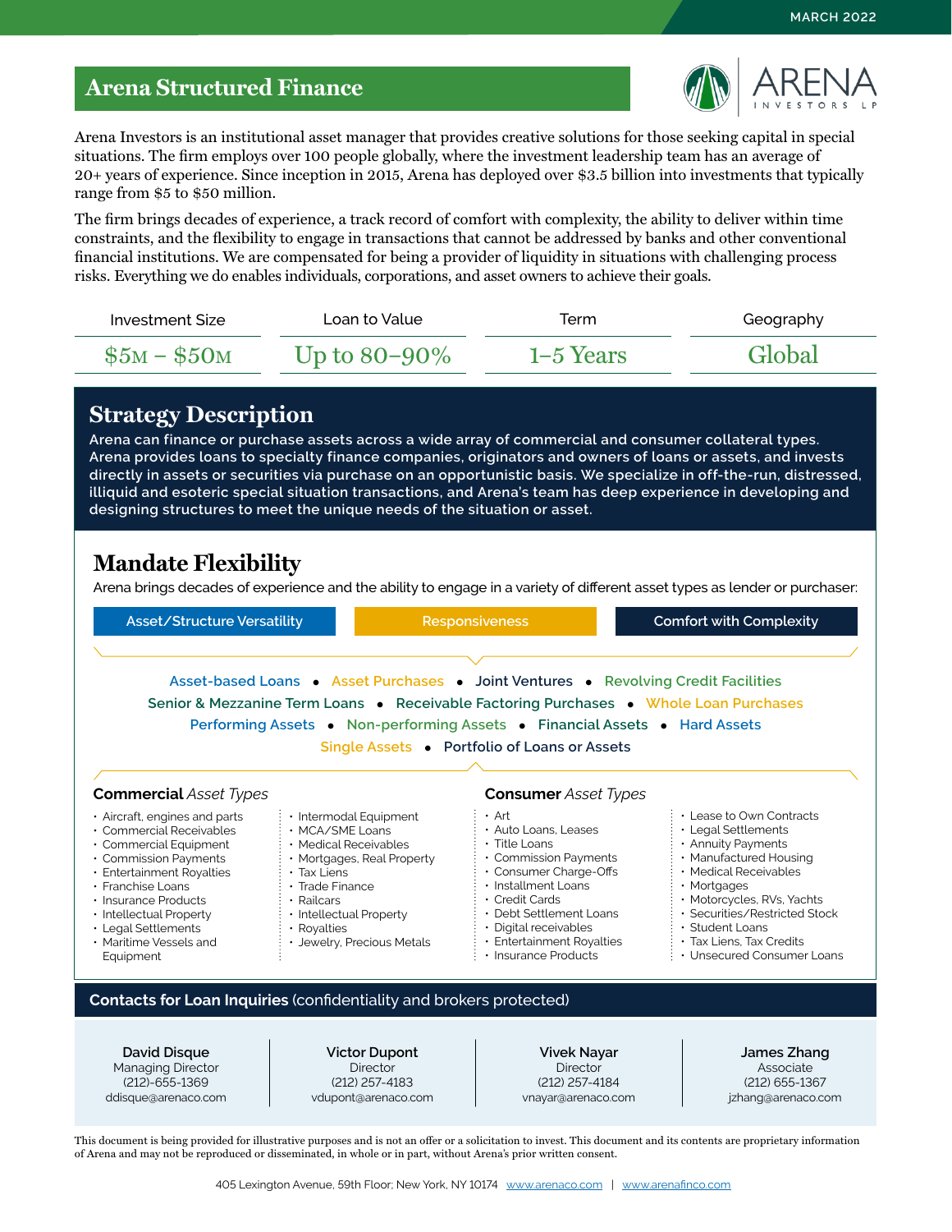MARCH 2022

# Arena Structured Finance

ARENA INVESTORS LP

Arena Investors is an institutional asset manager that provides creative solutions for those seeking capital in special situations. The firm employs over 100 people globally, where the investment leadership team has an average of 20+ years of experience. Since inception in 2015, Arena has deployed over $3.5 billion into investments that typically range from $5 to $50 million.

The firm brings decades of experience, a track record of comfort with complexity, the ability to deliver within time constraints, and the flexibility to engage in transactions that cannot be addressed by banks and other conventional financial institutions. We are compensated for being a provider of liquidity in situations with challenging process risks. Everything we do enables individuals, corporations, and asset owners to achieve their goals.

| Investment Size | Loan to Value | Term | Geography |
|---|---|---|---|
| $5M – $50M | Up to 80–90% | 1–5 Years | Global |

## Strategy Description

Arena can finance or purchase assets across a wide array of commercial and consumer collateral types. Arena provides loans to specialty finance companies, originators and owners of loans or assets, and invests directly in assets or securities via purchase on an opportunistic basis. We specialize in off-the-run, distressed, illiquid and esoteric special situation transactions, and Arena's team has deep experience in developing and designing structures to meet the unique needs of the situation or asset.

## Mandate Flexibility

Arena brings decades of experience and the ability to engage in a variety of different asset types as lender or purchaser:

**Asset/Structure Versatility** | **Responsiveness** | **Comfort with Complexity**

Asset-based Loans • Asset Purchases • Joint Ventures • Revolving Credit Facilities
Senior & Mezzanine Term Loans • Receivable Factoring Purchases • Whole Loan Purchases
Performing Assets • Non-performing Assets • Financial Assets • Hard Assets
Single Assets • Portfolio of Loans or Assets

### **Commercial** *Asset Types*

- Aircraft, engines and parts
- Commercial Receivables
- Commercial Equipment
- Commission Payments
- Entertainment Royalties
- Franchise Loans
- Insurance Products
- Intellectual Property
- Legal Settlements
- Maritime Vessels and Equipment
- Intermodal Equipment
- MCA/SME Loans
- Medical Receivables
- Mortgages, Real Property
- Tax Liens
- Trade Finance
- Railcars
- Intellectual Property
- Royalties
- Jewelry, Precious Metals

### **Consumer** *Asset Types*

- Art
- Auto Loans, Leases
- Title Loans
- Commission Payments
- Consumer Charge-Offs
- Installment Loans
- Credit Cards
- Debt Settlement Loans
- Digital receivables
- Entertainment Royalties
- Insurance Products
- Lease to Own Contracts
- Legal Settlements
- Annuity Payments
- Manufactured Housing
- Medical Receivables
- Mortgages
- Motorcycles, RVs, Yachts
- Securities/Restricted Stock
- Student Loans
- Tax Liens, Tax Credits
- Unsecured Consumer Loans

## Contacts for Loan Inquiries (confidentiality and brokers protected)

| David Disque | Victor Dupont | Vivek Nayar | James Zhang |
|---|---|---|---|
| Managing Director | Director | Director | Associate |
| (212)-655-1369 | (212) 257-4183 | (212) 257-4184 | (212) 655-1367 |
| ddisque@arenaco.com | vdupont@arenaco.com | vnayar@arenaco.com | jzhang@arenaco.com |

This document is being provided for illustrative purposes and is not an offer or a solicitation to invest. This document and its contents are proprietary information of Arena and may not be reproduced or disseminated, in whole or in part, without Arena's prior written consent.

405 Lexington Avenue, 59th Floor; New York, NY 10174 www.arenaco.com | www.arenafinco.com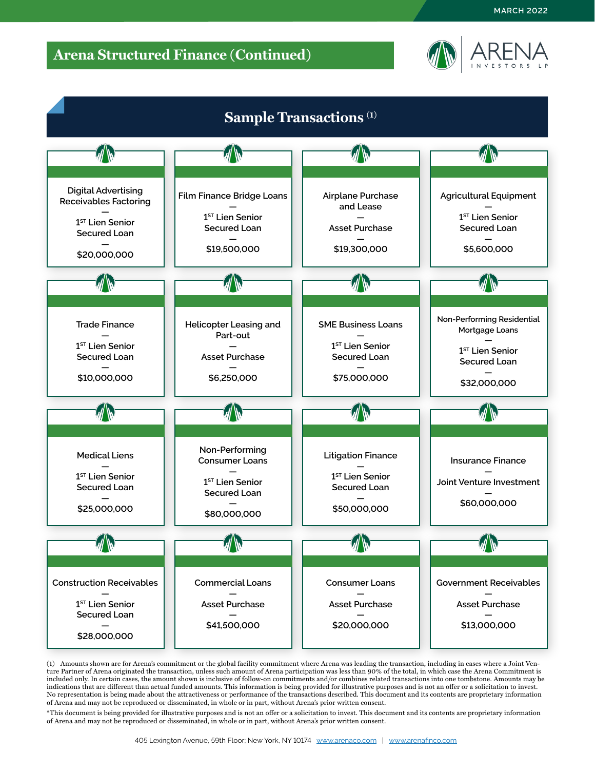MARCH 2022

# Arena Structured Finance (Continued)

## Sample Transactions (1)

| | | | |
|---|---|---|---|
| Digital Advertising Receivables Factoring — 1ST Lien Senior Secured Loan — $20,000,000 | Film Finance Bridge Loans — 1ST Lien Senior Secured Loan — $19,500,000 | Airplane Purchase and Lease — Asset Purchase — $19,300,000 | Agricultural Equipment — 1ST Lien Senior Secured Loan — $5,600,000 |
| Trade Finance — 1ST Lien Senior Secured Loan — $10,000,000 | Helicopter Leasing and Part-out — Asset Purchase — $6,250,000 | SME Business Loans — 1ST Lien Senior Secured Loan — $75,000,000 | Non-Performing Residential Mortgage Loans — 1ST Lien Senior Secured Loan — $32,000,000 |
| Medical Liens — 1ST Lien Senior Secured Loan — $25,000,000 | Non-Performing Consumer Loans — 1ST Lien Senior Secured Loan — $80,000,000 | Litigation Finance — 1ST Lien Senior Secured Loan — $50,000,000 | Insurance Finance — Joint Venture Investment — $60,000,000 |
| Construction Receivables — 1ST Lien Senior Secured Loan — $28,000,000 | Commercial Loans — Asset Purchase — $41,500,000 | Consumer Loans — Asset Purchase — $20,000,000 | Government Receivables — Asset Purchase — $13,000,000 |

(1) Amounts shown are for Arena's commitment or the global facility commitment where Arena was leading the transaction, including in cases where a Joint Venture Partner of Arena originated the transaction, unless such amount of Arena participation was less than 90% of the total, in which case the Arena Commitment is included only. In certain cases, the amount shown is inclusive of follow-on commitments and/or combines related transactions into one tombstone. Amounts may be indications that are different than actual funded amounts. This information is being provided for illustrative purposes and is not an offer or a solicitation to invest. No representation is being made about the attractiveness or performance of the transactions described. This document and its contents are proprietary information of Arena and may not be reproduced or disseminated, in whole or in part, without Arena's prior written consent.

*This document is being provided for illustrative purposes and is not an offer or a solicitation to invest. This document and its contents are proprietary information of Arena and may not be reproduced or disseminated, in whole or in part, without Arena's prior written consent.

405 Lexington Avenue, 59th Floor; New York, NY 10174 www.arenaco.com | www.arenafinco.com